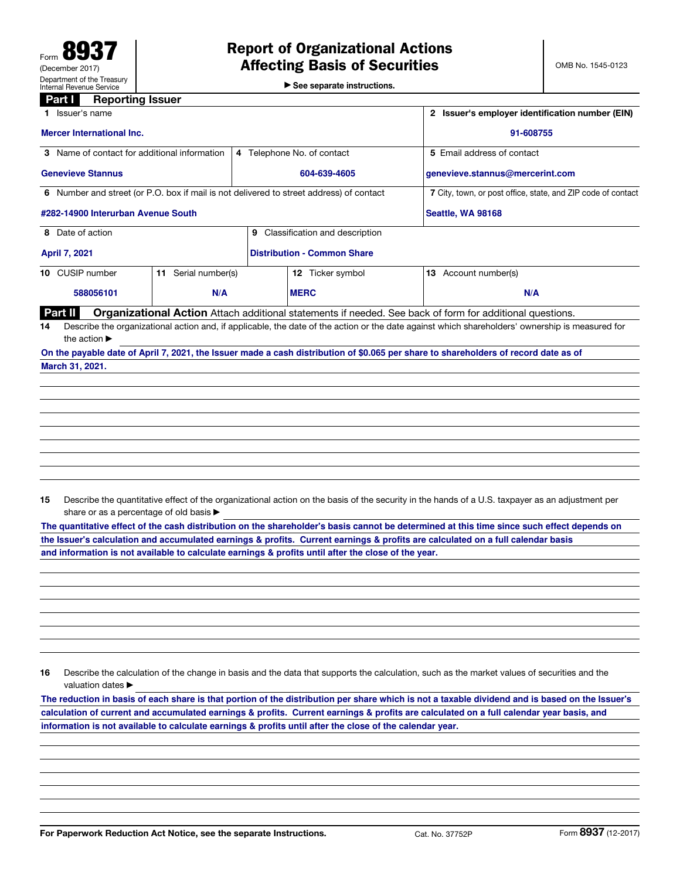Form **8937**
(December 2017)
Department of the Treasury
Internal Revenue Service

# Report of Organizational Actions Affecting Basis of Securities

▶ See separate instructions.

OMB No. 1545-0123

## Part I Reporting Issuer

| 1 Issuer's name | | | 2 Issuer's employer identification number (EIN) |
|---|---|---|---|
| Mercer International Inc. | | | 91-608755 |
| 3 Name of contact for additional information | 4 Telephone No. of contact | | 5 Email address of contact |
| Genevieve Stannus | 604-639-4605 | | genevieve.stannus@mercerint.com |
| 6 Number and street (or P.O. box if mail is not delivered to street address) of contact | | | 7 City, town, or post office, state, and ZIP code of contact |
| #282-14900 Interurban Avenue South | | | Seattle, WA 98168 |
| 8 Date of action | 9 Classification and description | | |
| April 7, 2021 | Distribution - Common Share | | |

| 10 CUSIP number | 11 Serial number(s) | 12 Ticker symbol | 13 Account number(s) |
|---|---|---|---|
| 588056101 | N/A | MERC | N/A |

## Part II Organizational Action

Attach additional statements if needed. See back of form for additional questions.

**14** Describe the organizational action and, if applicable, the date of the action or the date against which shareholders' ownership is measured for the action ▶

On the payable date of April 7, 2021, the Issuer made a cash distribution of $0.065 per share to shareholders of record date as of March 31, 2021.

**15** Describe the quantitative effect of the organizational action on the basis of the security in the hands of a U.S. taxpayer as an adjustment per share or as a percentage of old basis ▶

The quantitative effect of the cash distribution on the shareholder's basis cannot be determined at this time since such effect depends on the Issuer's calculation and accumulated earnings & profits. Current earnings & profits are calculated on a full calendar basis and information is not available to calculate earnings & profits until after the close of the year.

**16** Describe the calculation of the change in basis and the data that supports the calculation, such as the market values of securities and the valuation dates ▶

The reduction in basis of each share is that portion of the distribution per share which is not a taxable dividend and is based on the Issuer's calculation of current and accumulated earnings & profits. Current earnings & profits are calculated on a full calendar year basis, and information is not available to calculate earnings & profits until after the close of the calendar year.

For Paperwork Reduction Act Notice, see the separate Instructions. Cat. No. 37752P Form **8937** (12-2017)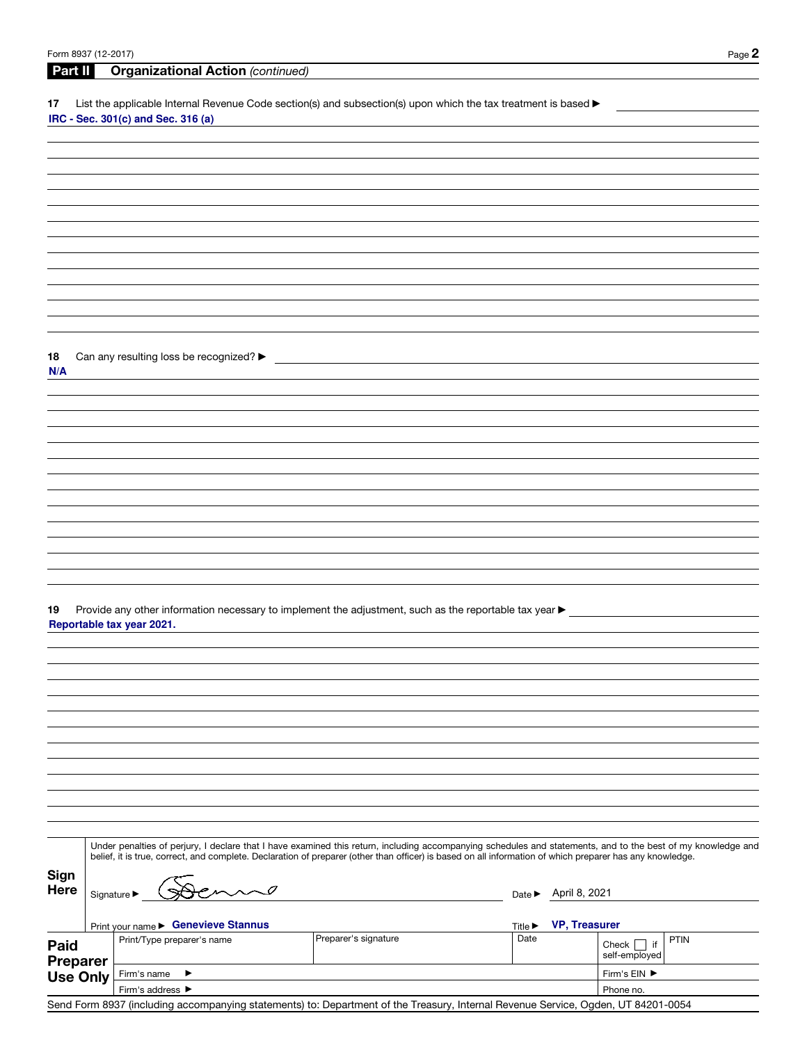**Part II** **Organizational Action** *(continued)*

**17** List the applicable Internal Revenue Code section(s) and subsection(s) upon which the tax treatment is based ▶

IRC - Sec. 301(c) and Sec. 316 (a)

**18** Can any resulting loss be recognized? ▶

N/A

**19** Provide any other information necessary to implement the adjustment, such as the reportable tax year ▶

Reportable tax year 2021.

**Sign Here**

Under penalties of perjury, I declare that I have examined this return, including accompanying schedules and statements, and to the best of my knowledge and belief, it is true, correct, and complete. Declaration of preparer (other than officer) is based on all information of which preparer has any knowledge.

Signature ▶ [signature] Date ▶ April 8, 2021

Print your name ▶ Genevieve Stannus Title ▶ VP, Treasurer

**Paid Preparer Use Only**

| Print/Type preparer's name | Preparer's signature | Date | Check ☐ if self-employed | PTIN |
|---|---|---|---|---|
| | | | | |
| Firm's name ▶ | | | Firm's EIN ▶ | |
| Firm's address ▶ | | | Phone no. | |

Send Form 8937 (including accompanying statements) to: Department of the Treasury, Internal Revenue Service, Ogden, UT 84201-0054